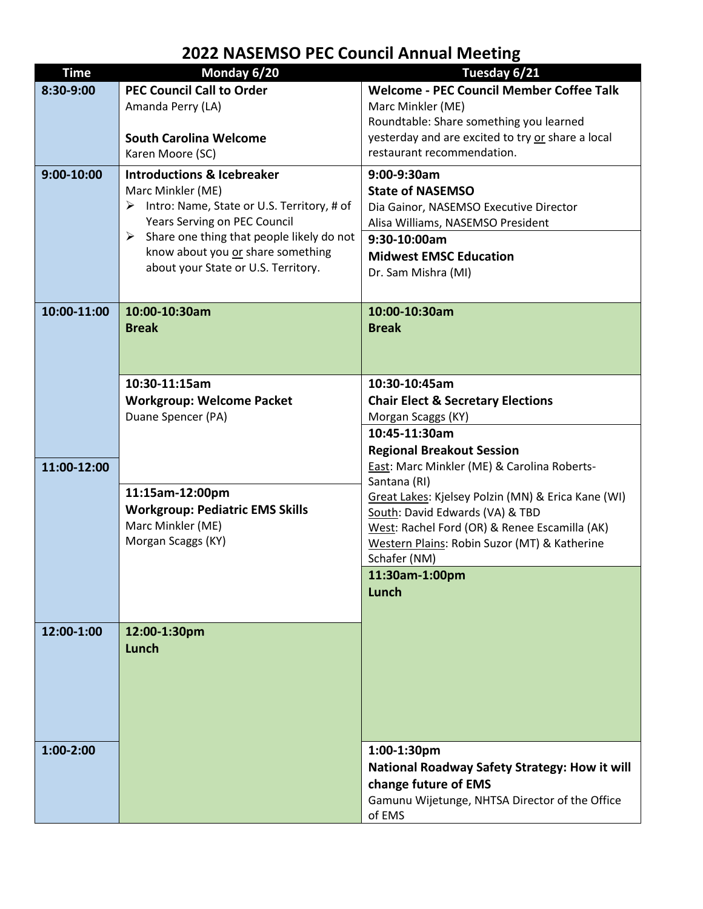# 2022 NASEMSO PEC Council Annual Meeting

| Time | Monday 6/20 | Tuesday 6/21 |
|---|---|---|
| 8:30-9:00 | **PEC Council Call to Order**<br>Amanda Perry (LA)<br><br>**South Carolina Welcome**<br>Karen Moore (SC) | **Welcome - PEC Council Member Coffee Talk**<br>Marc Minkler (ME)<br>Roundtable: Share something you learned yesterday and are excited to try or share a local restaurant recommendation. |
| 9:00-10:00 | **Introductions & Icebreaker**<br>Marc Minkler (ME)<br>➢ Intro: Name, State or U.S. Territory, # of Years Serving on PEC Council<br>➢ Share one thing that people likely do not know about you or share something about your State or U.S. Territory. | **9:00-9:30am**<br>**State of NASEMSO**<br>Dia Gainor, NASEMSO Executive Director<br>Alisa Williams, NASEMSO President<br><br>**9:30-10:00am**<br>**Midwest EMSC Education**<br>Dr. Sam Mishra (MI) |
| 10:00-11:00 | **10:00-10:30am**<br>**Break**<br><br>**10:30-11:15am**<br>**Workgroup: Welcome Packet**<br>Duane Spencer (PA) | **10:00-10:30am**<br>**Break**<br><br>**10:30-10:45am**<br>**Chair Elect & Secretary Elections**<br>Morgan Scaggs (KY)<br><br>**10:45-11:30am**<br>**Regional Breakout Session**<br>East: Marc Minkler (ME) & Carolina Roberts-Santana (RI)<br>Great Lakes: Kjelsey Polzin (MN) & Erica Kane (WI)<br>South: David Edwards (VA) & TBD<br>West: Rachel Ford (OR) & Renee Escamilla (AK)<br>Western Plains: Robin Suzor (MT) & Katherine Schafer (NM) |
| 11:00-12:00 | **11:15am-12:00pm**<br>**Workgroup: Pediatric EMS Skills**<br>Marc Minkler (ME)<br>Morgan Scaggs (KY) | **11:30am-1:00pm**<br>**Lunch** |
| 12:00-1:00 | **12:00-1:30pm**<br>**Lunch** | |
| 1:00-2:00 | | **1:00-1:30pm**<br>**National Roadway Safety Strategy: How it will change future of EMS**<br>Gamunu Wijetunge, NHTSA Director of the Office of EMS |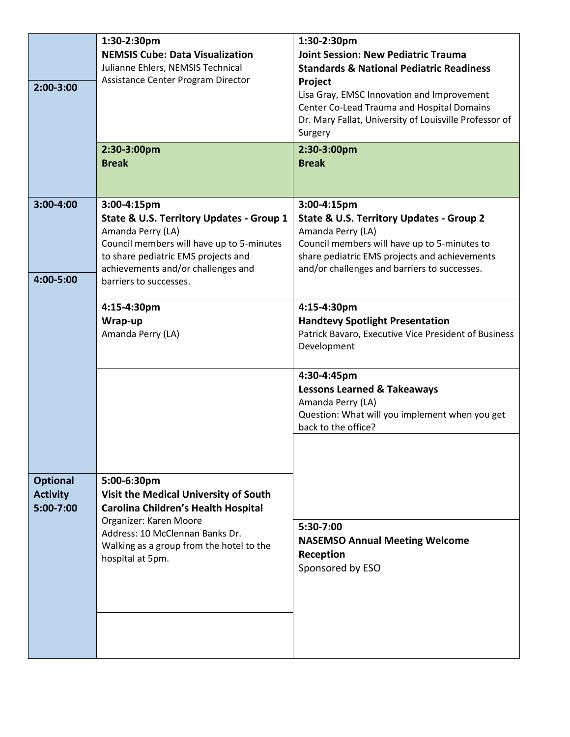| | | |
|---|---|---|
| 2:00-3:00 | **1:30-2:30pm**<br>**NEMSIS Cube: Data Visualization**<br>Julianne Ehlers, NEMSIS Technical Assistance Center Program Director | **1:30-2:30pm**<br>**Joint Session: New Pediatric Trauma Standards & National Pediatric Readiness Project**<br>Lisa Gray, EMSC Innovation and Improvement Center Co-Lead Trauma and Hospital Domains<br>Dr. Mary Fallat, University of Louisville Professor of Surgery |
| | **2:30-3:00pm**<br>**Break** | **2:30-3:00pm**<br>**Break** |
| 3:00-4:00<br><br>4:00-5:00 | **3:00-4:15pm**<br>**State & U.S. Territory Updates - Group 1**<br>Amanda Perry (LA)<br>Council members will have up to 5-minutes to share pediatric EMS projects and achievements and/or challenges and barriers to successes. | **3:00-4:15pm**<br>**State & U.S. Territory Updates - Group 2**<br>Amanda Perry (LA)<br>Council members will have up to 5-minutes to share pediatric EMS projects and achievements and/or challenges and barriers to successes. |
| | **4:15-4:30pm**<br>**Wrap-up**<br>Amanda Perry (LA) | **4:15-4:30pm**<br>**Handtevy Spotlight Presentation**<br>Patrick Bavaro, Executive Vice President of Business Development |
| | | **4:30-4:45pm**<br>**Lessons Learned & Takeaways**<br>Amanda Perry (LA)<br>Question: What will you implement when you get back to the office? |
| **Optional Activity 5:00-7:00** | **5:00-6:30pm**<br>**Visit the Medical University of South Carolina Children's Health Hospital**<br>Organizer: Karen Moore<br>Address: 10 McClennan Banks Dr.<br>Walking as a group from the hotel to the hospital at 5pm. | **5:30-7:00**<br>**NASEMSO Annual Meeting Welcome Reception**<br>Sponsored by ESO |